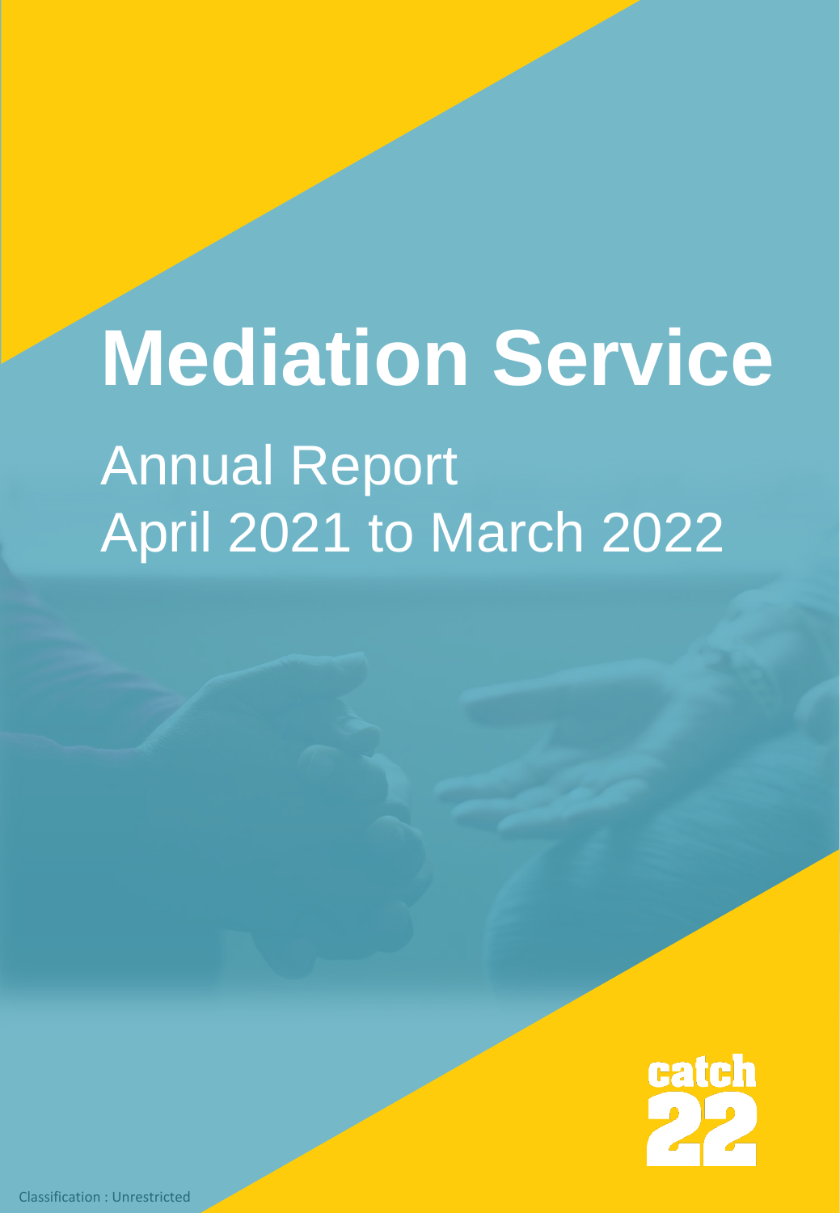# Mediation Service

## Annual Report
## April 2021 to March 2022

catch 22

Classification : Unrestricted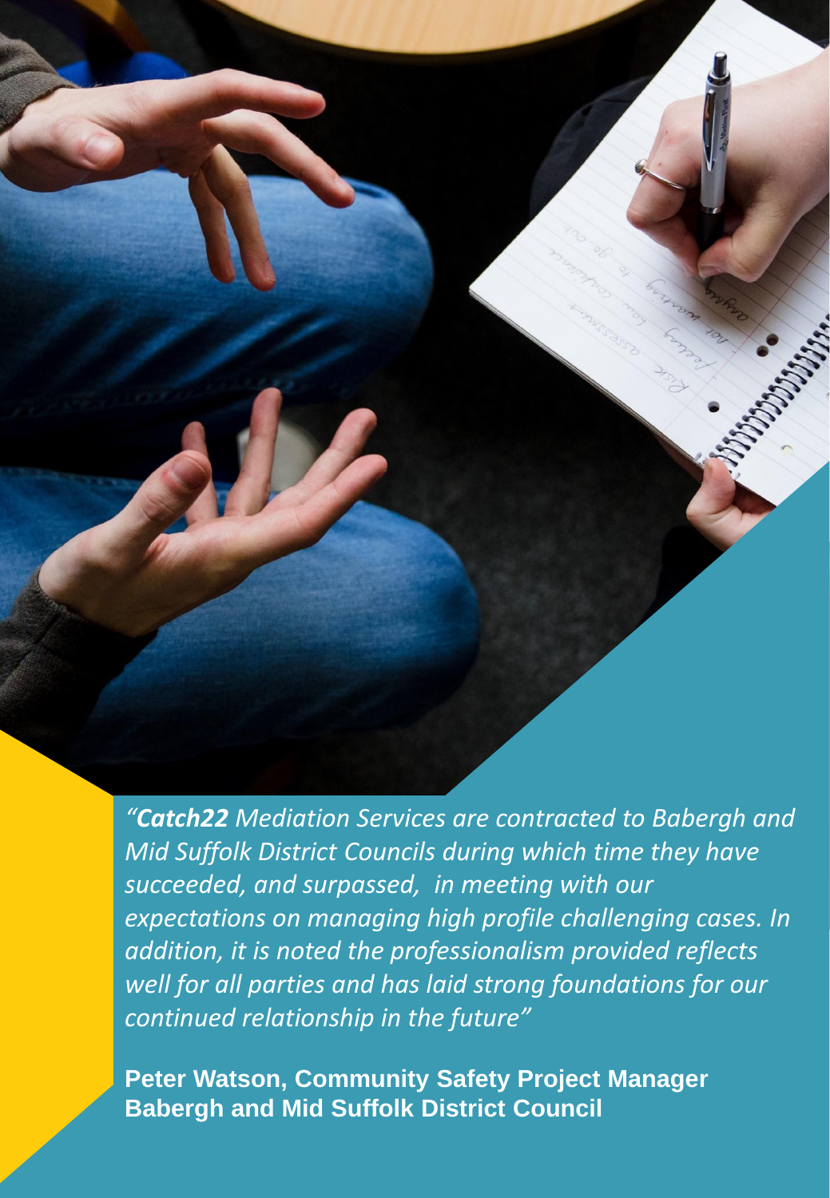*"**Catch22** Mediation Services are contracted to Babergh and Mid Suffolk District Councils during which time they have succeeded, and surpassed, in meeting with our expectations on managing high profile challenging cases. In addition, it is noted the professionalism provided reflects well for all parties and has laid strong foundations for our continued relationship in the future"*

**Peter Watson, Community Safety Project Manager**
**Babergh and Mid Suffolk District Council**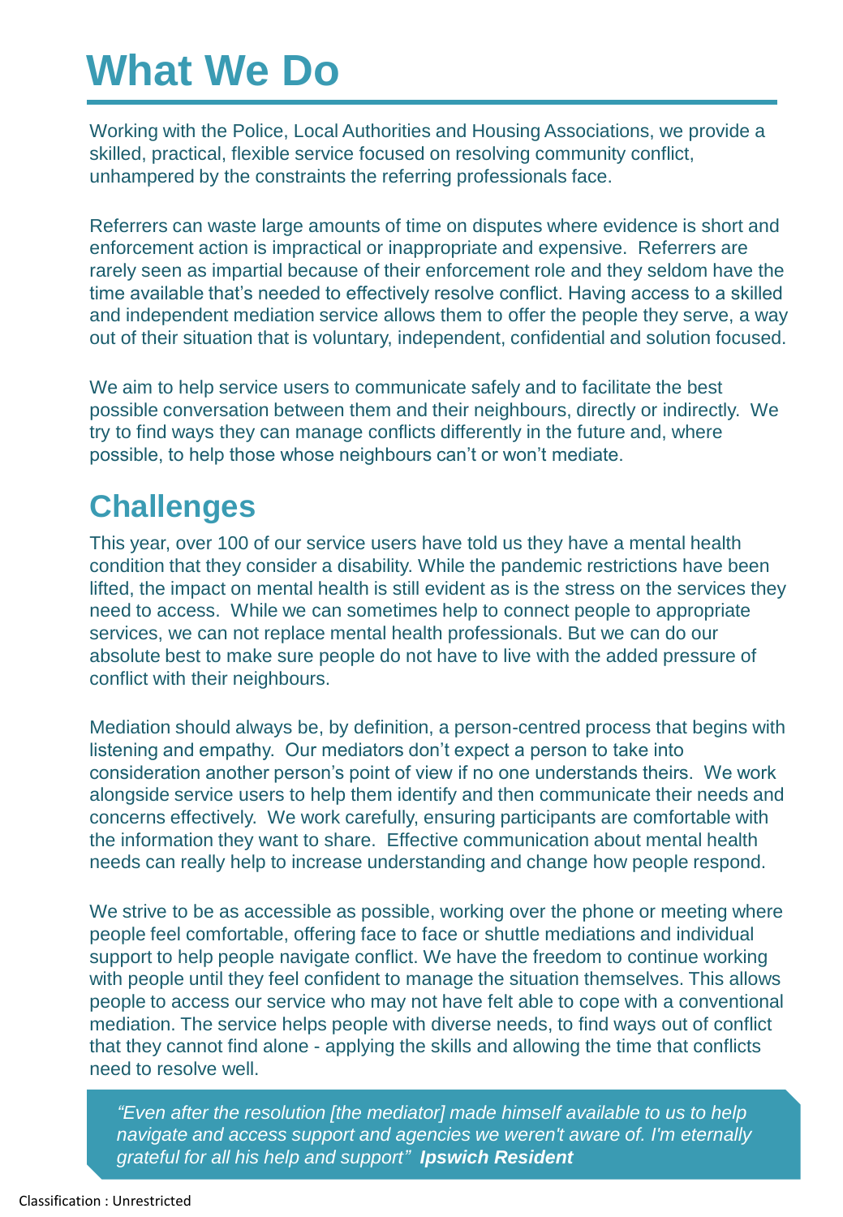# What We Do

Working with the Police, Local Authorities and Housing Associations, we provide a skilled, practical, flexible service focused on resolving community conflict, unhampered by the constraints the referring professionals face.

Referrers can waste large amounts of time on disputes where evidence is short and enforcement action is impractical or inappropriate and expensive. Referrers are rarely seen as impartial because of their enforcement role and they seldom have the time available that's needed to effectively resolve conflict. Having access to a skilled and independent mediation service allows them to offer the people they serve, a way out of their situation that is voluntary, independent, confidential and solution focused.

We aim to help service users to communicate safely and to facilitate the best possible conversation between them and their neighbours, directly or indirectly. We try to find ways they can manage conflicts differently in the future and, where possible, to help those whose neighbours can't or won't mediate.

## Challenges

This year, over 100 of our service users have told us they have a mental health condition that they consider a disability. While the pandemic restrictions have been lifted, the impact on mental health is still evident as is the stress on the services they need to access. While we can sometimes help to connect people to appropriate services, we can not replace mental health professionals. But we can do our absolute best to make sure people do not have to live with the added pressure of conflict with their neighbours.

Mediation should always be, by definition, a person-centred process that begins with listening and empathy. Our mediators don't expect a person to take into consideration another person's point of view if no one understands theirs. We work alongside service users to help them identify and then communicate their needs and concerns effectively. We work carefully, ensuring participants are comfortable with the information they want to share. Effective communication about mental health needs can really help to increase understanding and change how people respond.

We strive to be as accessible as possible, working over the phone or meeting where people feel comfortable, offering face to face or shuttle mediations and individual support to help people navigate conflict. We have the freedom to continue working with people until they feel confident to manage the situation themselves. This allows people to access our service who may not have felt able to cope with a conventional mediation. The service helps people with diverse needs, to find ways out of conflict that they cannot find alone - applying the skills and allowing the time that conflicts need to resolve well.

> *"Even after the resolution [the mediator] made himself available to us to help navigate and access support and agencies we weren't aware of. I'm eternally grateful for all his help and support"* ***Ipswich Resident***

Classification : Unrestricted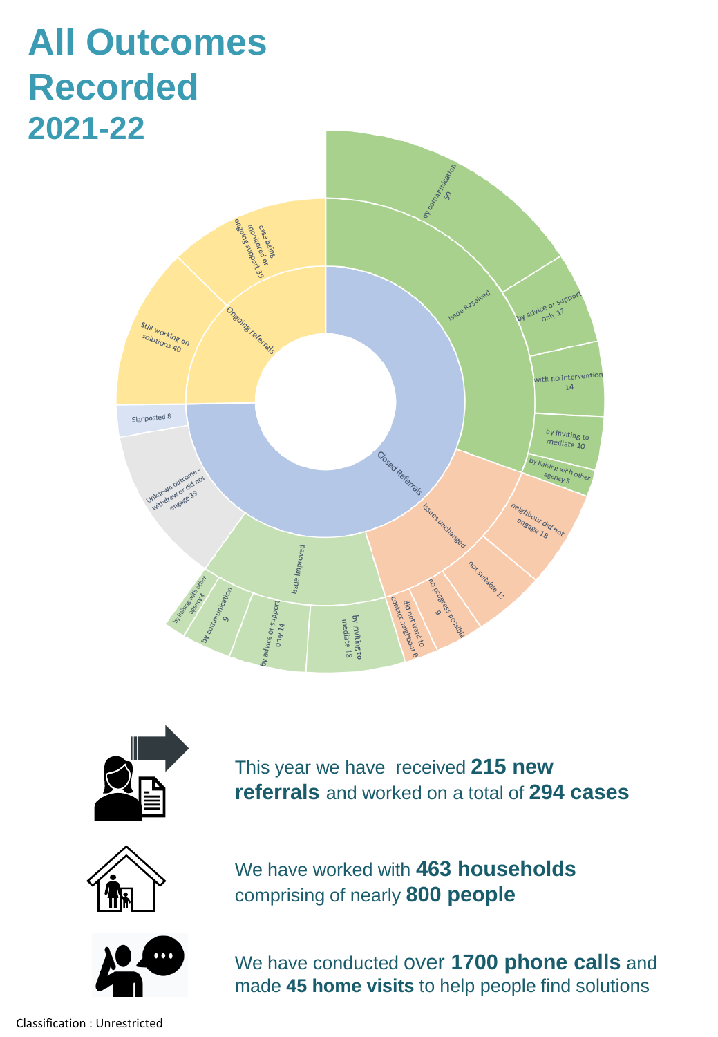# All Outcomes Recorded
## 2021-22

Closed Referrals

Issue Resolved
- by communication 50
- by advice or support only 17
- with no intervention 14
- by inviting to mediate 10
- by liaising with other agency 5

Issues unchanged
- neighbour did not engage 18
- not suitable 13
- no progress possible 9
- did not want to contact neighbour 6

Issue Improved
- by inviting to mediate 18
- by advice or support only 14
- by communication 9
- by liaising with other agency 4

Unknown outcome - withdrew or did not engage 39

Signposted 8

Ongoing referrals
- Still working on solutions 40
- case being monitored or ongoing support 39

This year we have received **215 new referrals** and worked on a total of **294 cases**

We have worked with **463 households** comprising of nearly **800 people**

We have conducted over **1700 phone calls** and made **45 home visits** to help people find solutions

Classification : Unrestricted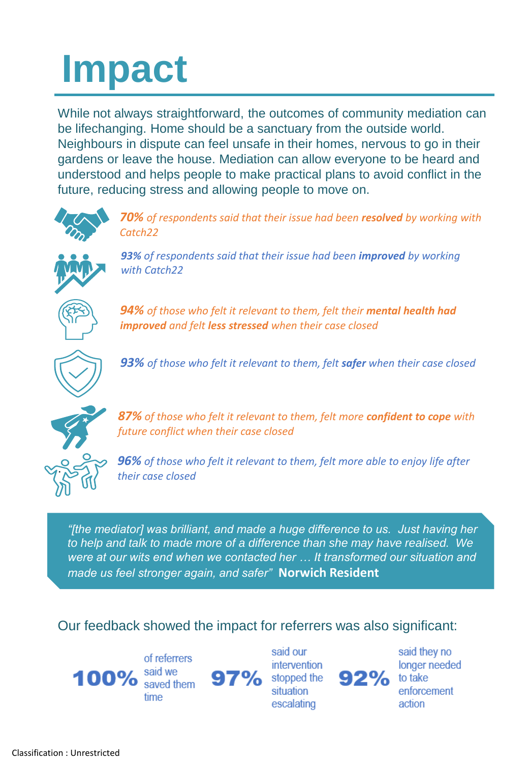# Impact

While not always straightforward, the outcomes of community mediation can be lifechanging. Home should be a sanctuary from the outside world. Neighbours in dispute can feel unsafe in their homes, nervous to go in their gardens or leave the house. Mediation can allow everyone to be heard and understood and helps people to make practical plans to avoid conflict in the future, reducing stress and allowing people to move on.

***70%** of respondents said that their issue had been **resolved** by working with Catch22*

***93%** of respondents said that their issue had been **improved** by working with Catch22*

***94%** of those who felt it relevant to them, felt their **mental health had improved** and felt **less stressed** when their case closed*

***93%** of those who felt it relevant to them, felt **safer** when their case closed*

***87%** of those who felt it relevant to them, felt more **confident to cope** with future conflict when their case closed*

***96%** of those who felt it relevant to them, felt more able to enjoy life after their case closed*

> *"[the mediator] was brilliant, and made a huge difference to us. Just having her to help and talk to made more of a difference than she may have realised. We were at our wits end when we contacted her … It transformed our situation and made us feel stronger again, and safer"* **Norwich Resident**

Our feedback showed the impact for referrers was also significant:

**100%** of referrers said we saved them time

**97%** said our intervention stopped the situation escalating

**92%** said they no longer needed to take enforcement action

Classification : Unrestricted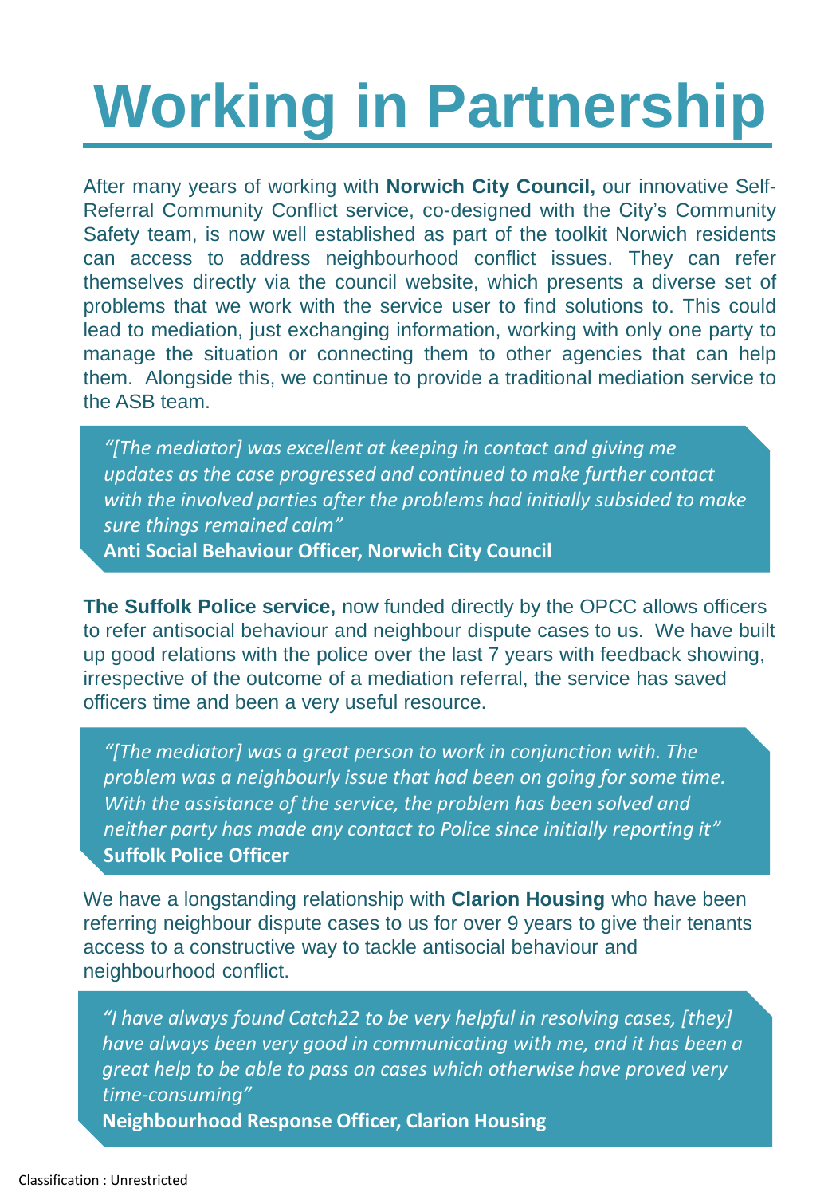# Working in Partnership

After many years of working with **Norwich City Council,** our innovative Self-Referral Community Conflict service, co-designed with the City's Community Safety team, is now well established as part of the toolkit Norwich residents can access to address neighbourhood conflict issues. They can refer themselves directly via the council website, which presents a diverse set of problems that we work with the service user to find solutions to. This could lead to mediation, just exchanging information, working with only one party to manage the situation or connecting them to other agencies that can help them. Alongside this, we continue to provide a traditional mediation service to the ASB team.

> *"[The mediator] was excellent at keeping in contact and giving me updates as the case progressed and continued to make further contact with the involved parties after the problems had initially subsided to make sure things remained calm"*
> **Anti Social Behaviour Officer, Norwich City Council**

**The Suffolk Police service,** now funded directly by the OPCC allows officers to refer antisocial behaviour and neighbour dispute cases to us. We have built up good relations with the police over the last 7 years with feedback showing, irrespective of the outcome of a mediation referral, the service has saved officers time and been a very useful resource.

> *"[The mediator] was a great person to work in conjunction with. The problem was a neighbourly issue that had been on going for some time. With the assistance of the service, the problem has been solved and neither party has made any contact to Police since initially reporting it"*
> **Suffolk Police Officer**

We have a longstanding relationship with **Clarion Housing** who have been referring neighbour dispute cases to us for over 9 years to give their tenants access to a constructive way to tackle antisocial behaviour and neighbourhood conflict.

> *"I have always found Catch22 to be very helpful in resolving cases, [they] have always been very good in communicating with me, and it has been a great help to be able to pass on cases which otherwise have proved very time-consuming"*
> **Neighbourhood Response Officer, Clarion Housing**

Classification : Unrestricted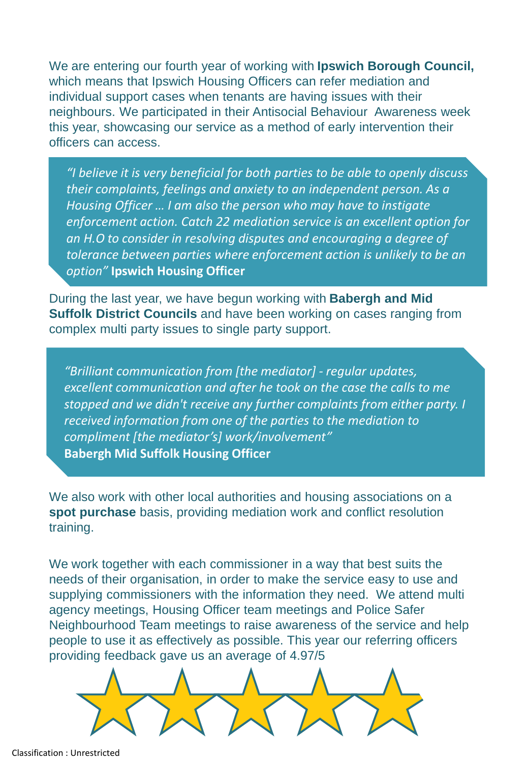We are entering our fourth year of working with **Ipswich Borough Council,** which means that Ipswich Housing Officers can refer mediation and individual support cases when tenants are having issues with their neighbours. We participated in their Antisocial Behaviour Awareness week this year, showcasing our service as a method of early intervention their officers can access.

> *"I believe it is very beneficial for both parties to be able to openly discuss their complaints, feelings and anxiety to an independent person. As a Housing Officer … I am also the person who may have to instigate enforcement action. Catch 22 mediation service is an excellent option for an H.O to consider in resolving disputes and encouraging a degree of tolerance between parties where enforcement action is unlikely to be an option"* **Ipswich Housing Officer**

During the last year, we have begun working with **Babergh and Mid Suffolk District Councils** and have been working on cases ranging from complex multi party issues to single party support.

> *"Brilliant communication from [the mediator] - regular updates, excellent communication and after he took on the case the calls to me stopped and we didn't receive any further complaints from either party. I received information from one of the parties to the mediation to compliment [the mediator's] work/involvement"*
> **Babergh Mid Suffolk Housing Officer**

We also work with other local authorities and housing associations on a **spot purchase** basis, providing mediation work and conflict resolution training.

We work together with each commissioner in a way that best suits the needs of their organisation, in order to make the service easy to use and supplying commissioners with the information they need. We attend multi agency meetings, Housing Officer team meetings and Police Safer Neighbourhood Team meetings to raise awareness of the service and help people to use it as effectively as possible. This year our referring officers providing feedback gave us an average of 4.97/5

Classification : Unrestricted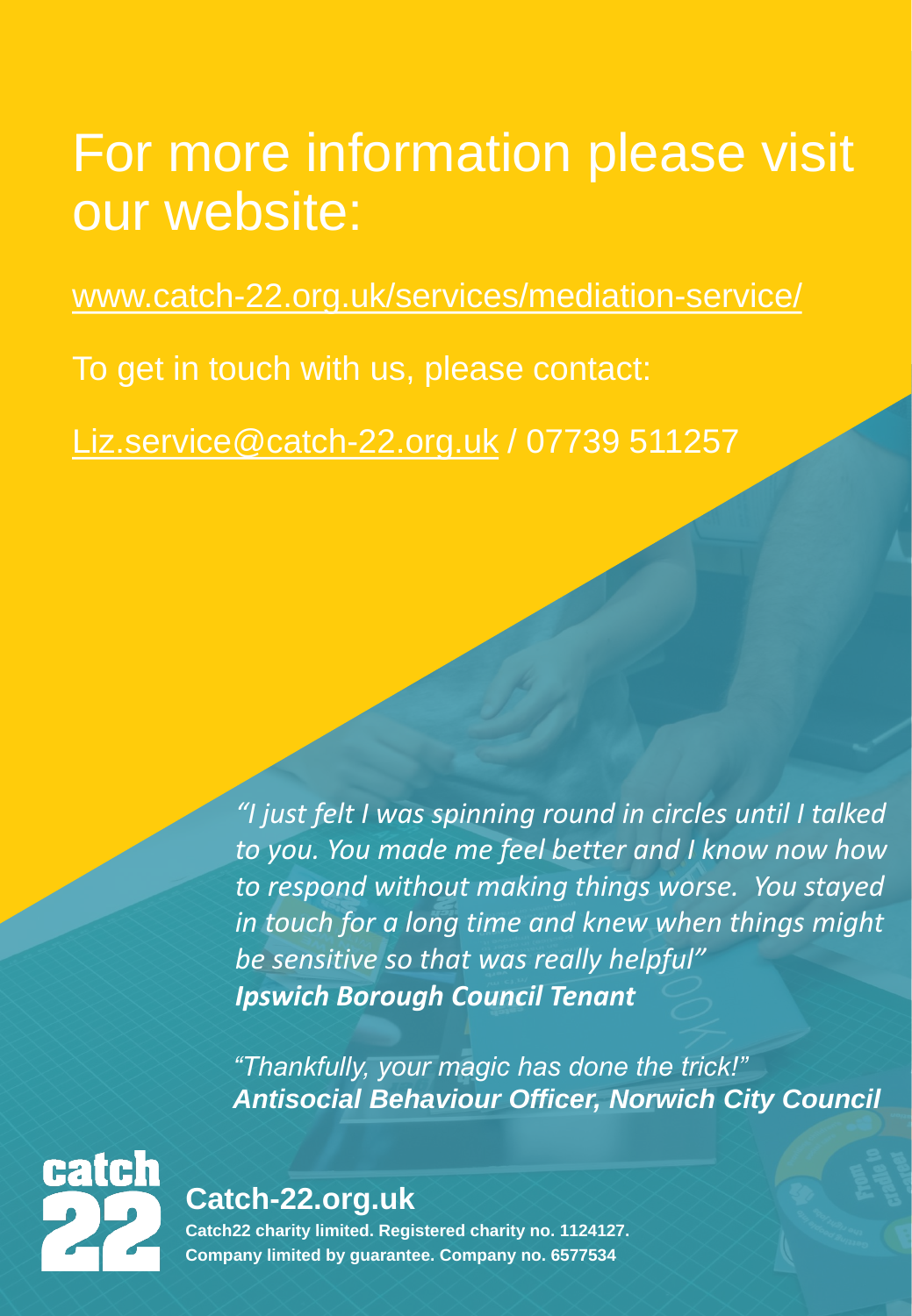# For more information please visit our website:

www.catch-22.org.uk/services/mediation-service/

To get in touch with us, please contact:

Liz.service@catch-22.org.uk / 07739 511257

*"I just felt I was spinning round in circles until I talked to you. You made me feel better and I know now how to respond without making things worse. You stayed in touch for a long time and knew when things might be sensitive so that was really helpful"*
***Ipswich Borough Council Tenant***

*"Thankfully, your magic has done the trick!"*
***Antisocial Behaviour Officer, Norwich City Council***

**Catch-22.org.uk**

**Catch22 charity limited. Registered charity no. 1124127.**
**Company limited by guarantee. Company no. 6577534**